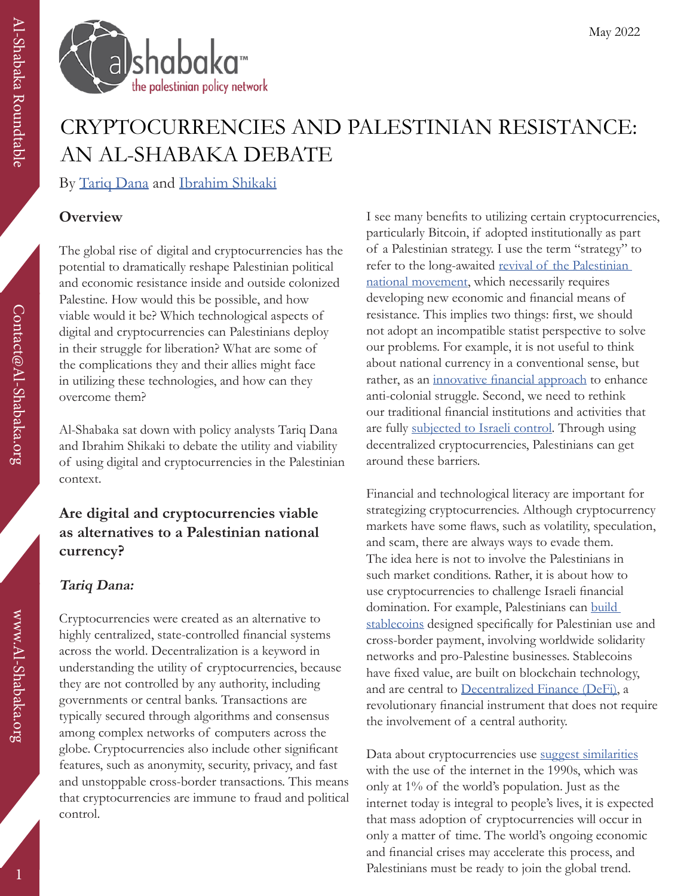May 2022

# CRYPTOCURRENCIES AND PALESTINIAN RESISTANCE: AN AL-SHABAKA DEBATE

By Tariq Dana and Ibrahim Shikaki

## Overview

The global rise of digital and cryptocurrencies has the potential to dramatically reshape Palestinian political and economic resistance inside and outside colonized Palestine. How would this be possible, and how viable would it be? Which technological aspects of digital and cryptocurrencies can Palestinians deploy in their struggle for liberation? What are some of the complications they and their allies might face in utilizing these technologies, and how can they overcome them?

Al-Shabaka sat down with policy analysts Tariq Dana and Ibrahim Shikaki to debate the utility and viability of using digital and cryptocurrencies in the Palestinian context.

## Are digital and cryptocurrencies viable as alternatives to a Palestinian national currency?

### *Tariq Dana:*

Cryptocurrencies were created as an alternative to highly centralized, state-controlled financial systems across the world. Decentralization is a keyword in understanding the utility of cryptocurrencies, because they are not controlled by any authority, including governments or central banks. Transactions are typically secured through algorithms and consensus among complex networks of computers across the globe. Cryptocurrencies also include other significant features, such as anonymity, security, privacy, and fast and unstoppable cross-border transactions. This means that cryptocurrencies are immune to fraud and political control.

I see many benefits to utilizing certain cryptocurrencies, particularly Bitcoin, if adopted institutionally as part of a Palestinian strategy. I use the term "strategy" to refer to the long-awaited revival of the Palestinian national movement, which necessarily requires developing new economic and financial means of resistance. This implies two things: first, we should not adopt an incompatible statist perspective to solve our problems. For example, it is not useful to think about national currency in a conventional sense, but rather, as an innovative financial approach to enhance anti-colonial struggle. Second, we need to rethink our traditional financial institutions and activities that are fully subjected to Israeli control. Through using decentralized cryptocurrencies, Palestinians can get around these barriers.

Financial and technological literacy are important for strategizing cryptocurrencies. Although cryptocurrency markets have some flaws, such as volatility, speculation, and scam, there are always ways to evade them. The idea here is not to involve the Palestinians in such market conditions. Rather, it is about how to use cryptocurrencies to challenge Israeli financial domination. For example, Palestinians can build stablecoins designed specifically for Palestinian use and cross-border payment, involving worldwide solidarity networks and pro-Palestine businesses. Stablecoins have fixed value, are built on blockchain technology, and are central to Decentralized Finance (DeFi), a revolutionary financial instrument that does not require the involvement of a central authority.

Data about cryptocurrencies use suggest similarities with the use of the internet in the 1990s, which was only at 1% of the world's population. Just as the internet today is integral to people's lives, it is expected that mass adoption of cryptocurrencies will occur in only a matter of time. The world's ongoing economic and financial crises may accelerate this process, and Palestinians must be ready to join the global trend.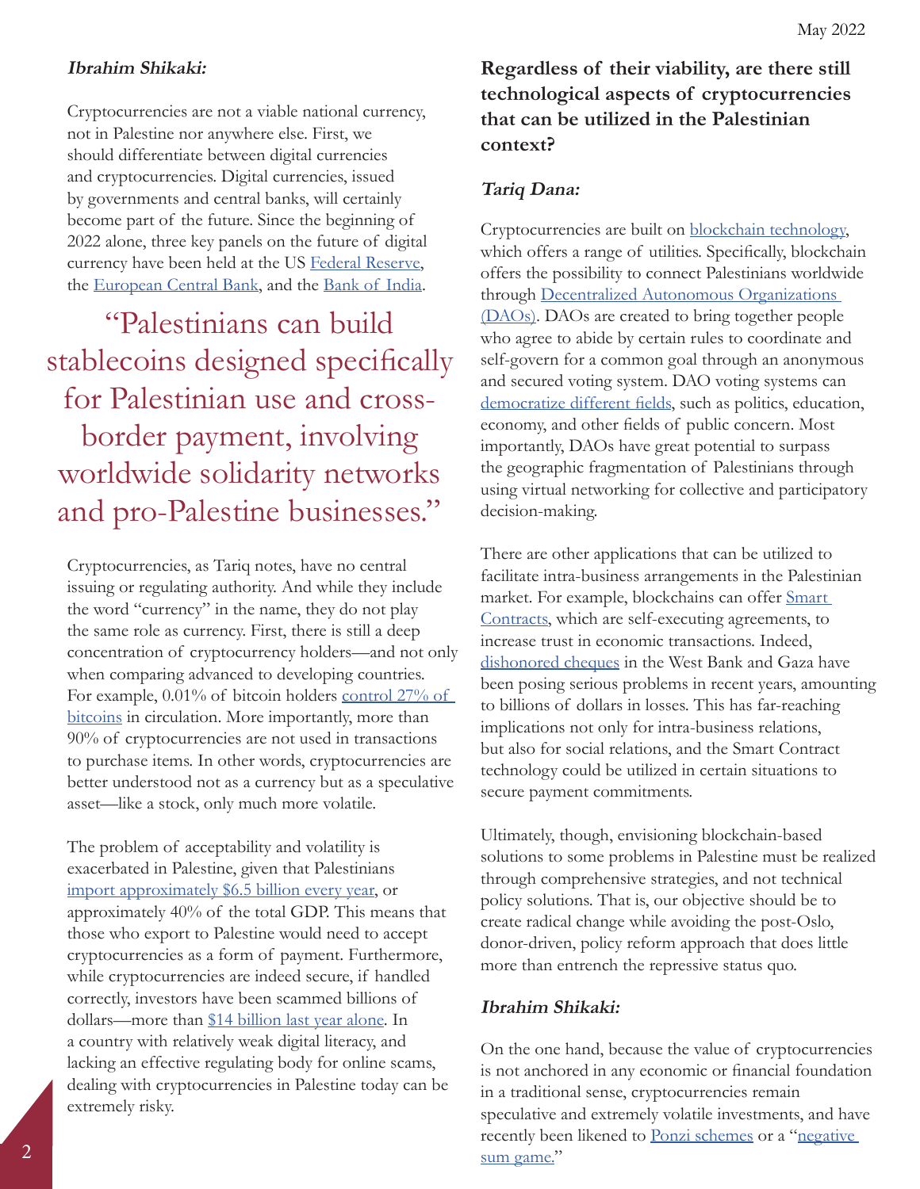***Ibrahim Shikaki:***

Cryptocurrencies are not a viable national currency, not in Palestine nor anywhere else. First, we should differentiate between digital currencies and cryptocurrencies. Digital currencies, issued by governments and central banks, will certainly become part of the future. Since the beginning of 2022 alone, three key panels on the future of digital currency have been held at the US Federal Reserve, the European Central Bank, and the Bank of India.

> "Palestinians can build stablecoins designed specifically for Palestinian use and cross-border payment, involving worldwide solidarity networks and pro-Palestine businesses."

Cryptocurrencies, as Tariq notes, have no central issuing or regulating authority. And while they include the word "currency" in the name, they do not play the same role as currency. First, there is still a deep concentration of cryptocurrency holders—and not only when comparing advanced to developing countries. For example, 0.01% of bitcoin holders control 27% of bitcoins in circulation. More importantly, more than 90% of cryptocurrencies are not used in transactions to purchase items. In other words, cryptocurrencies are better understood not as a currency but as a speculative asset—like a stock, only much more volatile.

The problem of acceptability and volatility is exacerbated in Palestine, given that Palestinians import approximately $6.5 billion every year, or approximately 40% of the total GDP. This means that those who export to Palestine would need to accept cryptocurrencies as a form of payment. Furthermore, while cryptocurrencies are indeed secure, if handled correctly, investors have been scammed billions of dollars—more than $14 billion last year alone. In a country with relatively weak digital literacy, and lacking an effective regulating body for online scams, dealing with cryptocurrencies in Palestine today can be extremely risky.

### Regardless of their viability, are there still technological aspects of cryptocurrencies that can be utilized in the Palestinian context?

***Tariq Dana:***

Cryptocurrencies are built on blockchain technology, which offers a range of utilities. Specifically, blockchain offers the possibility to connect Palestinians worldwide through Decentralized Autonomous Organizations (DAOs). DAOs are created to bring together people who agree to abide by certain rules to coordinate and self-govern for a common goal through an anonymous and secured voting system. DAO voting systems can democratize different fields, such as politics, education, economy, and other fields of public concern. Most importantly, DAOs have great potential to surpass the geographic fragmentation of Palestinians through using virtual networking for collective and participatory decision-making.

There are other applications that can be utilized to facilitate intra-business arrangements in the Palestinian market. For example, blockchains can offer Smart Contracts, which are self-executing agreements, to increase trust in economic transactions. Indeed, dishonored cheques in the West Bank and Gaza have been posing serious problems in recent years, amounting to billions of dollars in losses. This has far-reaching implications not only for intra-business relations, but also for social relations, and the Smart Contract technology could be utilized in certain situations to secure payment commitments.

Ultimately, though, envisioning blockchain-based solutions to some problems in Palestine must be realized through comprehensive strategies, and not technical policy solutions. That is, our objective should be to create radical change while avoiding the post-Oslo, donor-driven, policy reform approach that does little more than entrench the repressive status quo.

***Ibrahim Shikaki:***

On the one hand, because the value of cryptocurrencies is not anchored in any economic or financial foundation in a traditional sense, cryptocurrencies remain speculative and extremely volatile investments, and have recently been likened to Ponzi schemes or a "negative sum game."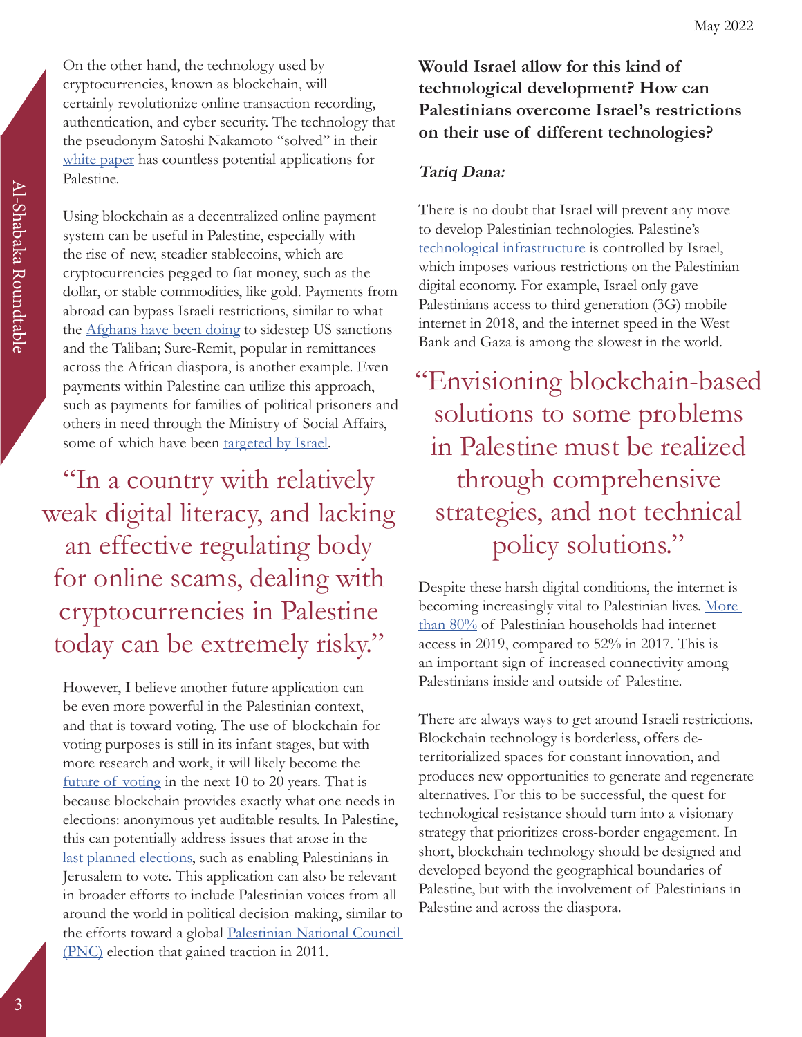On the other hand, the technology used by cryptocurrencies, known as blockchain, will certainly revolutionize online transaction recording, authentication, and cyber security. The technology that the pseudonym Satoshi Nakamoto "solved" in their white paper has countless potential applications for Palestine.

Using blockchain as a decentralized online payment system can be useful in Palestine, especially with the rise of new, steadier stablecoins, which are cryptocurrencies pegged to fiat money, such as the dollar, or stable commodities, like gold. Payments from abroad can bypass Israeli restrictions, similar to what the Afghans have been doing to sidestep US sanctions and the Taliban; Sure-Remit, popular in remittances across the African diaspora, is another example. Even payments within Palestine can utilize this approach, such as payments for families of political prisoners and others in need through the Ministry of Social Affairs, some of which have been targeted by Israel.

> "In a country with relatively weak digital literacy, and lacking an effective regulating body for online scams, dealing with cryptocurrencies in Palestine today can be extremely risky."

However, I believe another future application can be even more powerful in the Palestinian context, and that is toward voting. The use of blockchain for voting purposes is still in its infant stages, but with more research and work, it will likely become the future of voting in the next 10 to 20 years. That is because blockchain provides exactly what one needs in elections: anonymous yet auditable results. In Palestine, this can potentially address issues that arose in the last planned elections, such as enabling Palestinians in Jerusalem to vote. This application can also be relevant in broader efforts to include Palestinian voices from all around the world in political decision-making, similar to the efforts toward a global Palestinian National Council (PNC) election that gained traction in 2011.

**Would Israel allow for this kind of technological development? How can Palestinians overcome Israel's restrictions on their use of different technologies?**

***Tariq Dana:***

There is no doubt that Israel will prevent any move to develop Palestinian technologies. Palestine's technological infrastructure is controlled by Israel, which imposes various restrictions on the Palestinian digital economy. For example, Israel only gave Palestinians access to third generation (3G) mobile internet in 2018, and the internet speed in the West Bank and Gaza is among the slowest in the world.

> "Envisioning blockchain-based solutions to some problems in Palestine must be realized through comprehensive strategies, and not technical policy solutions."

Despite these harsh digital conditions, the internet is becoming increasingly vital to Palestinian lives. More than 80% of Palestinian households had internet access in 2019, compared to 52% in 2017. This is an important sign of increased connectivity among Palestinians inside and outside of Palestine.

There are always ways to get around Israeli restrictions. Blockchain technology is borderless, offers de-territorialized spaces for constant innovation, and produces new opportunities to generate and regenerate alternatives. For this to be successful, the quest for technological resistance should turn into a visionary strategy that prioritizes cross-border engagement. In short, blockchain technology should be designed and developed beyond the geographical boundaries of Palestine, but with the involvement of Palestinians in Palestine and across the diaspora.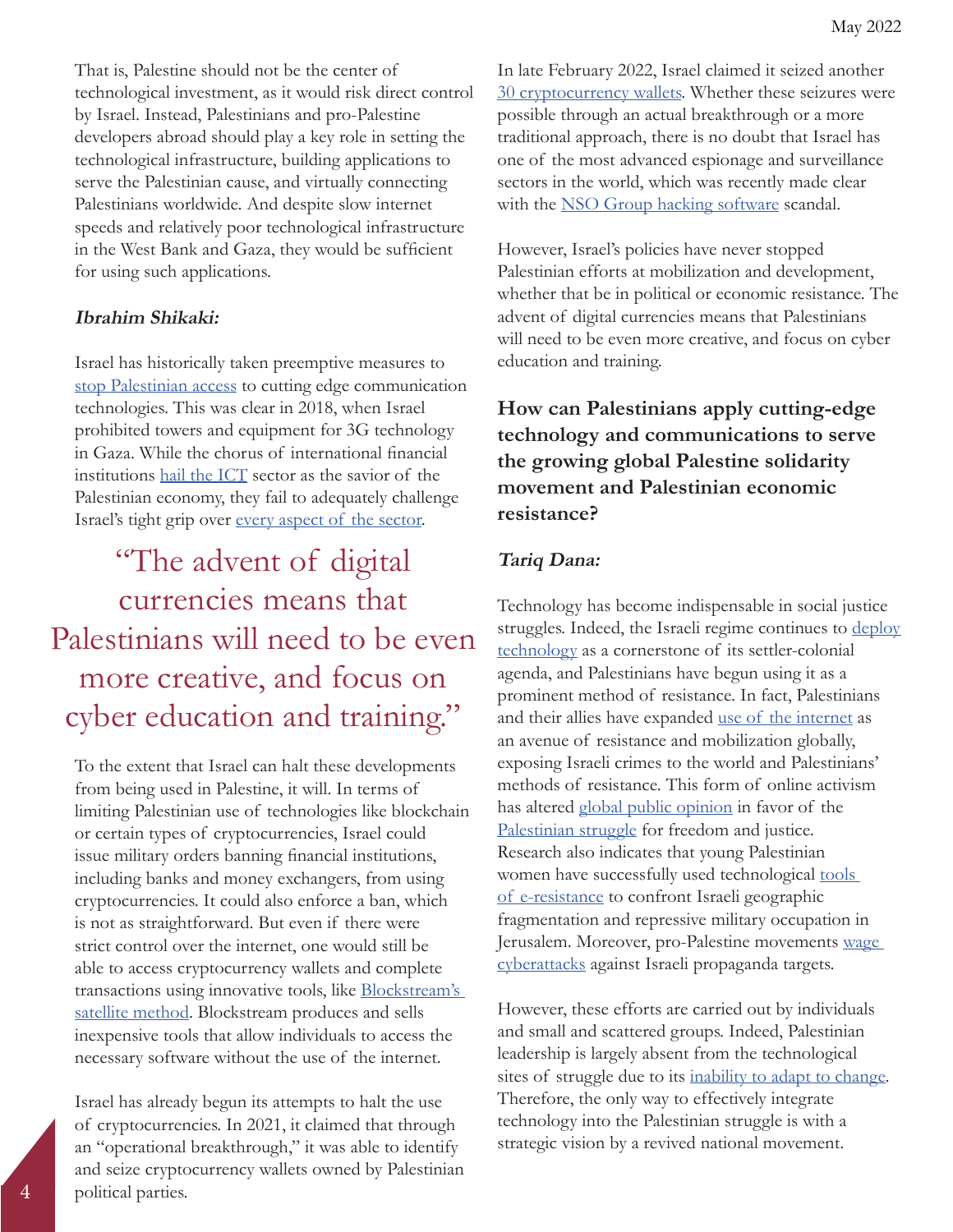That is, Palestine should not be the center of technological investment, as it would risk direct control by Israel. Instead, Palestinians and pro-Palestine developers abroad should play a key role in setting the technological infrastructure, building applications to serve the Palestinian cause, and virtually connecting Palestinians worldwide. And despite slow internet speeds and relatively poor technological infrastructure in the West Bank and Gaza, they would be sufficient for using such applications.

***Ibrahim Shikaki:***

Israel has historically taken preemptive measures to stop Palestinian access to cutting edge communication technologies. This was clear in 2018, when Israel prohibited towers and equipment for 3G technology in Gaza. While the chorus of international financial institutions hail the ICT sector as the savior of the Palestinian economy, they fail to adequately challenge Israel's tight grip over every aspect of the sector.

> "The advent of digital currencies means that Palestinians will need to be even more creative, and focus on cyber education and training."

To the extent that Israel can halt these developments from being used in Palestine, it will. In terms of limiting Palestinian use of technologies like blockchain or certain types of cryptocurrencies, Israel could issue military orders banning financial institutions, including banks and money exchangers, from using cryptocurrencies. It could also enforce a ban, which is not as straightforward. But even if there were strict control over the internet, one would still be able to access cryptocurrency wallets and complete transactions using innovative tools, like Blockstream's satellite method. Blockstream produces and sells inexpensive tools that allow individuals to access the necessary software without the use of the internet.

Israel has already begun its attempts to halt the use of cryptocurrencies. In 2021, it claimed that through an "operational breakthrough," it was able to identify and seize cryptocurrency wallets owned by Palestinian political parties.

In late February 2022, Israel claimed it seized another 30 cryptocurrency wallets. Whether these seizures were possible through an actual breakthrough or a more traditional approach, there is no doubt that Israel has one of the most advanced espionage and surveillance sectors in the world, which was recently made clear with the NSO Group hacking software scandal.

However, Israel's policies have never stopped Palestinian efforts at mobilization and development, whether that be in political or economic resistance. The advent of digital currencies means that Palestinians will need to be even more creative, and focus on cyber education and training.

## How can Palestinians apply cutting-edge technology and communications to serve the growing global Palestine solidarity movement and Palestinian economic resistance?

***Tariq Dana:***

Technology has become indispensable in social justice struggles. Indeed, the Israeli regime continues to deploy technology as a cornerstone of its settler-colonial agenda, and Palestinians have begun using it as a prominent method of resistance. In fact, Palestinians and their allies have expanded use of the internet as an avenue of resistance and mobilization globally, exposing Israeli crimes to the world and Palestinians' methods of resistance. This form of online activism has altered global public opinion in favor of the Palestinian struggle for freedom and justice. Research also indicates that young Palestinian women have successfully used technological tools of e-resistance to confront Israeli geographic fragmentation and repressive military occupation in Jerusalem. Moreover, pro-Palestine movements wage cyberattacks against Israeli propaganda targets.

However, these efforts are carried out by individuals and small and scattered groups. Indeed, Palestinian leadership is largely absent from the technological sites of struggle due to its inability to adapt to change. Therefore, the only way to effectively integrate technology into the Palestinian struggle is with a strategic vision by a revived national movement.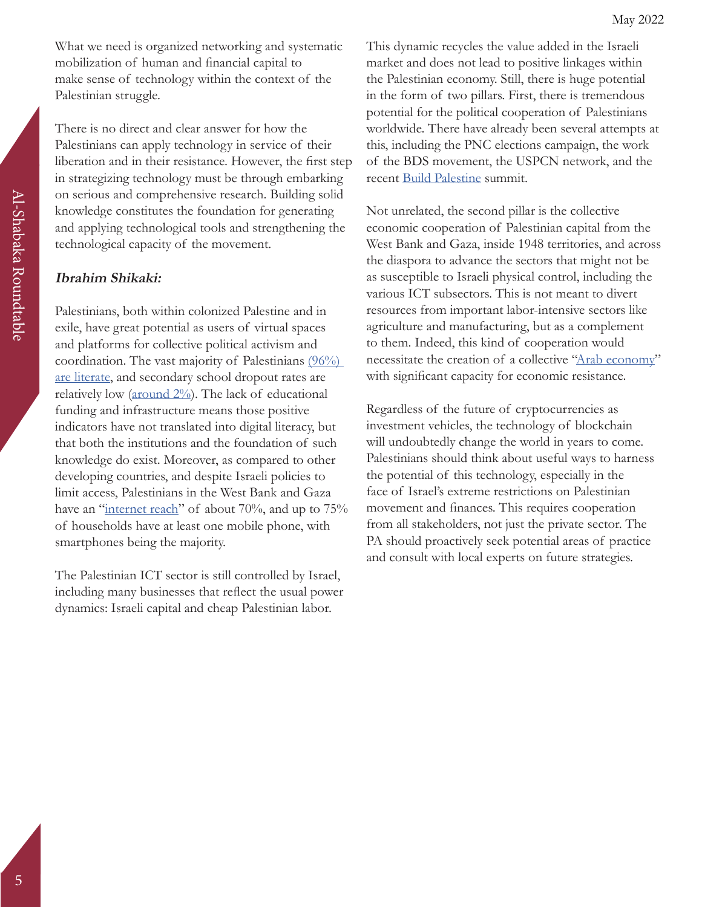What we need is organized networking and systematic mobilization of human and financial capital to make sense of technology within the context of the Palestinian struggle.

There is no direct and clear answer for how the Palestinians can apply technology in service of their liberation and in their resistance. However, the first step in strategizing technology must be through embarking on serious and comprehensive research. Building solid knowledge constitutes the foundation for generating and applying technological tools and strengthening the technological capacity of the movement.

***Ibrahim Shikaki:***

Palestinians, both within colonized Palestine and in exile, have great potential as users of virtual spaces and platforms for collective political activism and coordination. The vast majority of Palestinians (96%) are literate, and secondary school dropout rates are relatively low (around 2%). The lack of educational funding and infrastructure means those positive indicators have not translated into digital literacy, but that both the institutions and the foundation of such knowledge do exist. Moreover, as compared to other developing countries, and despite Israeli policies to limit access, Palestinians in the West Bank and Gaza have an "internet reach" of about 70%, and up to 75% of households have at least one mobile phone, with smartphones being the majority.

The Palestinian ICT sector is still controlled by Israel, including many businesses that reflect the usual power dynamics: Israeli capital and cheap Palestinian labor. This dynamic recycles the value added in the Israeli market and does not lead to positive linkages within the Palestinian economy. Still, there is huge potential in the form of two pillars. First, there is tremendous potential for the political cooperation of Palestinians worldwide. There have already been several attempts at this, including the PNC elections campaign, the work of the BDS movement, the USPCN network, and the recent Build Palestine summit.

Not unrelated, the second pillar is the collective economic cooperation of Palestinian capital from the West Bank and Gaza, inside 1948 territories, and across the diaspora to advance the sectors that might not be as susceptible to Israeli physical control, including the various ICT subsectors. This is not meant to divert resources from important labor-intensive sectors like agriculture and manufacturing, but as a complement to them. Indeed, this kind of cooperation would necessitate the creation of a collective "Arab economy" with significant capacity for economic resistance.

Regardless of the future of cryptocurrencies as investment vehicles, the technology of blockchain will undoubtedly change the world in years to come. Palestinians should think about useful ways to harness the potential of this technology, especially in the face of Israel's extreme restrictions on Palestinian movement and finances. This requires cooperation from all stakeholders, not just the private sector. The PA should proactively seek potential areas of practice and consult with local experts on future strategies.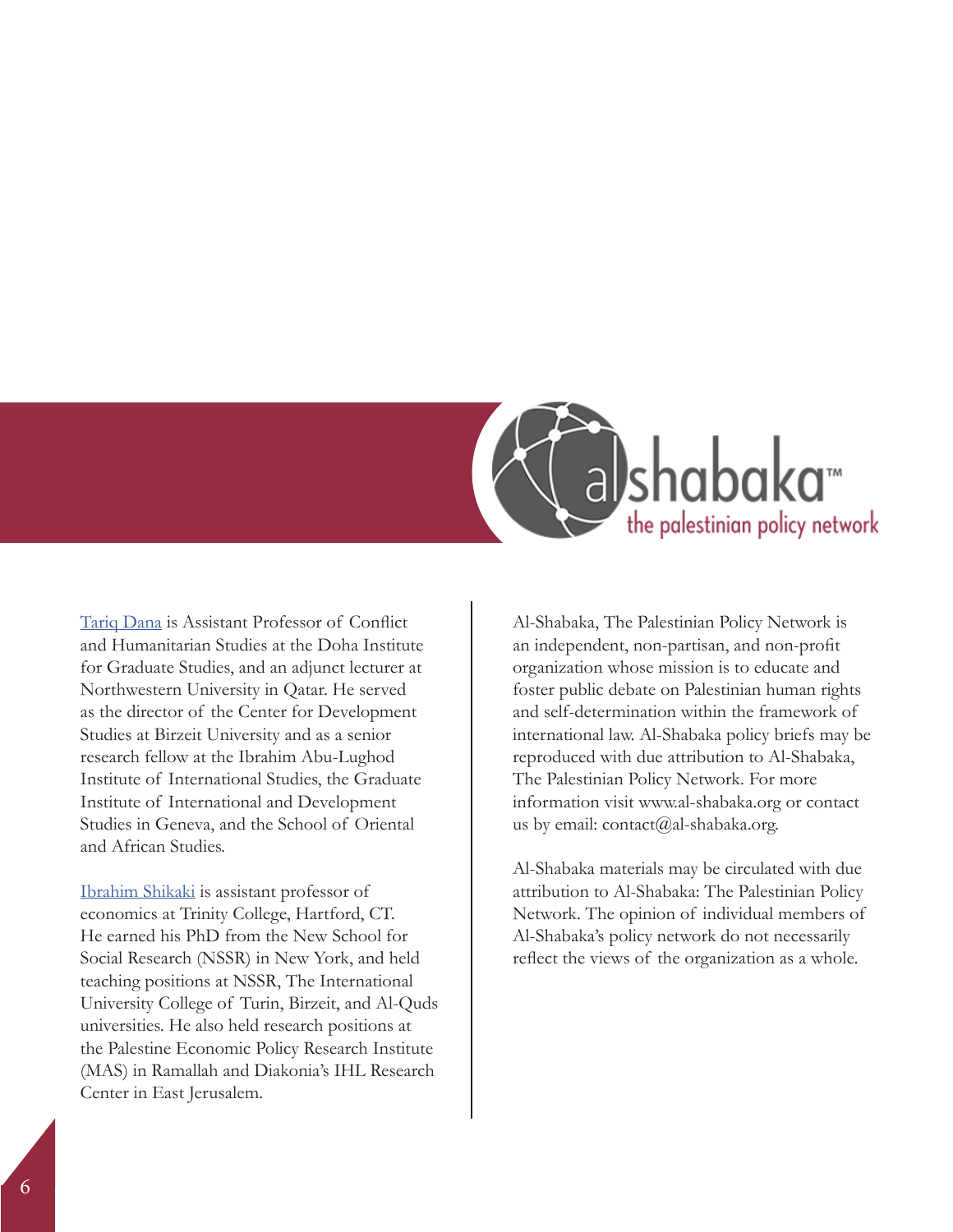Tariq Dana is Assistant Professor of Conflict and Humanitarian Studies at the Doha Institute for Graduate Studies, and an adjunct lecturer at Northwestern University in Qatar. He served as the director of the Center for Development Studies at Birzeit University and as a senior research fellow at the Ibrahim Abu-Lughod Institute of International Studies, the Graduate Institute of International and Development Studies in Geneva, and the School of Oriental and African Studies.

Ibrahim Shikaki is assistant professor of economics at Trinity College, Hartford, CT. He earned his PhD from the New School for Social Research (NSSR) in New York, and held teaching positions at NSSR, The International University College of Turin, Birzeit, and Al-Quds universities. He also held research positions at the Palestine Economic Policy Research Institute (MAS) in Ramallah and Diakonia's IHL Research Center in East Jerusalem.

Al-Shabaka, The Palestinian Policy Network is an independent, non-partisan, and non-profit organization whose mission is to educate and foster public debate on Palestinian human rights and self-determination within the framework of international law. Al-Shabaka policy briefs may be reproduced with due attribution to Al-Shabaka, The Palestinian Policy Network. For more information visit www.al-shabaka.org or contact us by email: contact@al-shabaka.org.

Al-Shabaka materials may be circulated with due attribution to Al-Shabaka: The Palestinian Policy Network. The opinion of individual members of Al-Shabaka's policy network do not necessarily reflect the views of the organization as a whole.